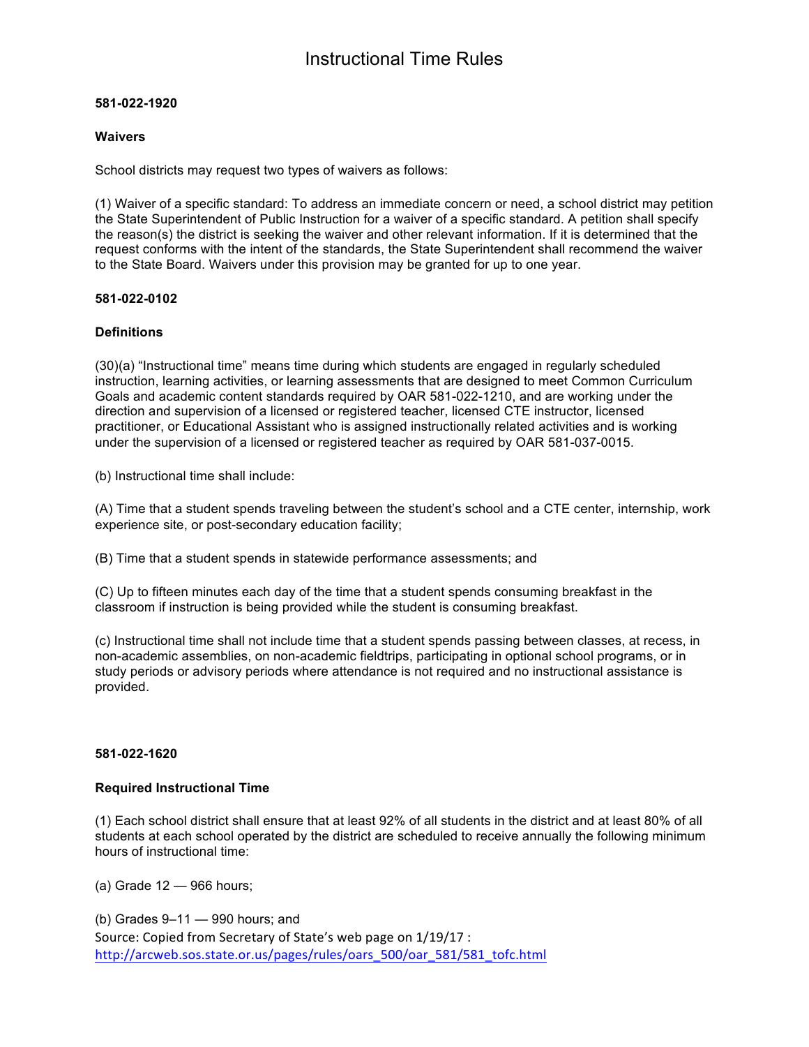# Instructional Time Rules

**581-022-1920**

**Waivers**

School districts may request two types of waivers as follows:

(1) Waiver of a specific standard: To address an immediate concern or need, a school district may petition the State Superintendent of Public Instruction for a waiver of a specific standard. A petition shall specify the reason(s) the district is seeking the waiver and other relevant information. If it is determined that the request conforms with the intent of the standards, the State Superintendent shall recommend the waiver to the State Board. Waivers under this provision may be granted for up to one year.

**581-022-0102**

**Definitions**

(30)(a) "Instructional time" means time during which students are engaged in regularly scheduled instruction, learning activities, or learning assessments that are designed to meet Common Curriculum Goals and academic content standards required by OAR 581-022-1210, and are working under the direction and supervision of a licensed or registered teacher, licensed CTE instructor, licensed practitioner, or Educational Assistant who is assigned instructionally related activities and is working under the supervision of a licensed or registered teacher as required by OAR 581-037-0015.

(b) Instructional time shall include:

(A) Time that a student spends traveling between the student's school and a CTE center, internship, work experience site, or post-secondary education facility;

(B) Time that a student spends in statewide performance assessments; and

(C) Up to fifteen minutes each day of the time that a student spends consuming breakfast in the classroom if instruction is being provided while the student is consuming breakfast.

(c) Instructional time shall not include time that a student spends passing between classes, at recess, in non-academic assemblies, on non-academic fieldtrips, participating in optional school programs, or in study periods or advisory periods where attendance is not required and no instructional assistance is provided.

**581-022-1620**

**Required Instructional Time**

(1) Each school district shall ensure that at least 92% of all students in the district and at least 80% of all students at each school operated by the district are scheduled to receive annually the following minimum hours of instructional time:

(a) Grade 12 — 966 hours;

(b) Grades 9–11 — 990 hours; and

Source: Copied from Secretary of State's web page on 1/19/17 : http://arcweb.sos.state.or.us/pages/rules/oars_500/oar_581/581_tofc.html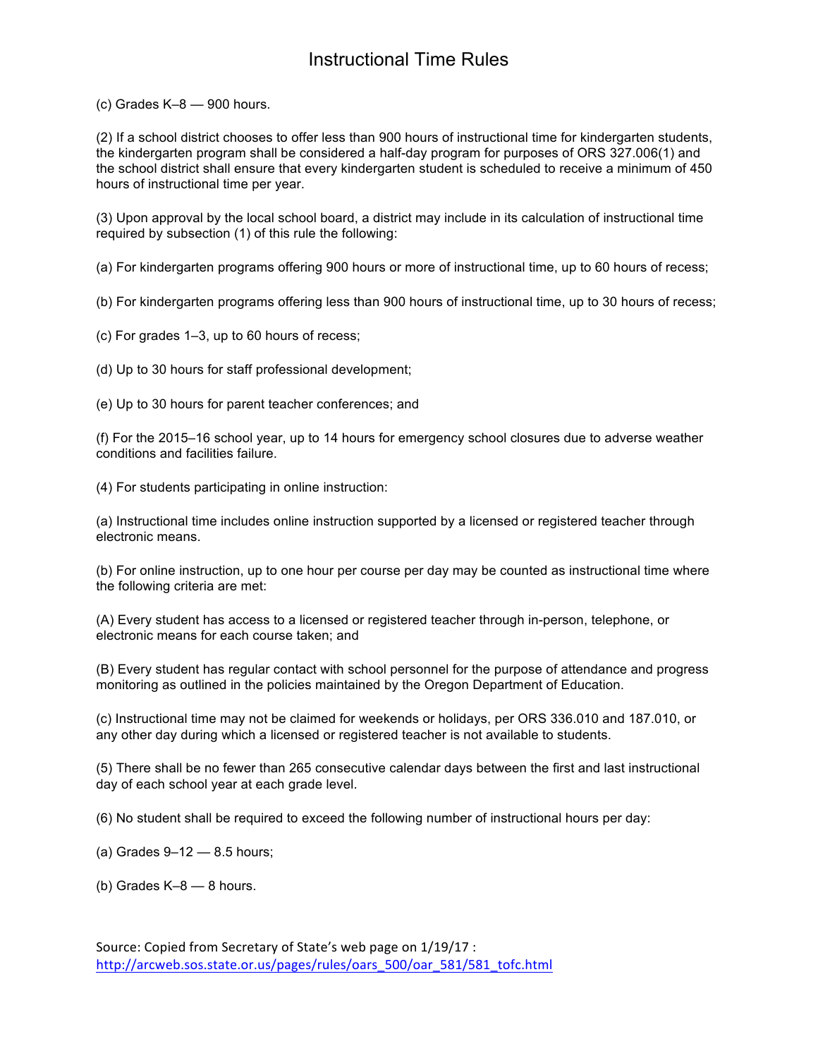# Instructional Time Rules

(c) Grades K–8 — 900 hours.

(2) If a school district chooses to offer less than 900 hours of instructional time for kindergarten students, the kindergarten program shall be considered a half-day program for purposes of ORS 327.006(1) and the school district shall ensure that every kindergarten student is scheduled to receive a minimum of 450 hours of instructional time per year.

(3) Upon approval by the local school board, a district may include in its calculation of instructional time required by subsection (1) of this rule the following:

(a) For kindergarten programs offering 900 hours or more of instructional time, up to 60 hours of recess;

(b) For kindergarten programs offering less than 900 hours of instructional time, up to 30 hours of recess;

(c) For grades 1–3, up to 60 hours of recess;

(d) Up to 30 hours for staff professional development;

(e) Up to 30 hours for parent teacher conferences; and

(f) For the 2015–16 school year, up to 14 hours for emergency school closures due to adverse weather conditions and facilities failure.

(4) For students participating in online instruction:

(a) Instructional time includes online instruction supported by a licensed or registered teacher through electronic means.

(b) For online instruction, up to one hour per course per day may be counted as instructional time where the following criteria are met:

(A) Every student has access to a licensed or registered teacher through in-person, telephone, or electronic means for each course taken; and

(B) Every student has regular contact with school personnel for the purpose of attendance and progress monitoring as outlined in the policies maintained by the Oregon Department of Education.

(c) Instructional time may not be claimed for weekends or holidays, per ORS 336.010 and 187.010, or any other day during which a licensed or registered teacher is not available to students.

(5) There shall be no fewer than 265 consecutive calendar days between the first and last instructional day of each school year at each grade level.

(6) No student shall be required to exceed the following number of instructional hours per day:

(a) Grades 9–12 — 8.5 hours;

(b) Grades K–8 — 8 hours.

Source: Copied from Secretary of State's web page on 1/19/17 : [http://arcweb.sos.state.or.us/pages/rules/oars_500/oar_581/581_tofc.html](http://arcweb.sos.state.or.us/pages/rules/oars_500/oar_581/581_tofc.html)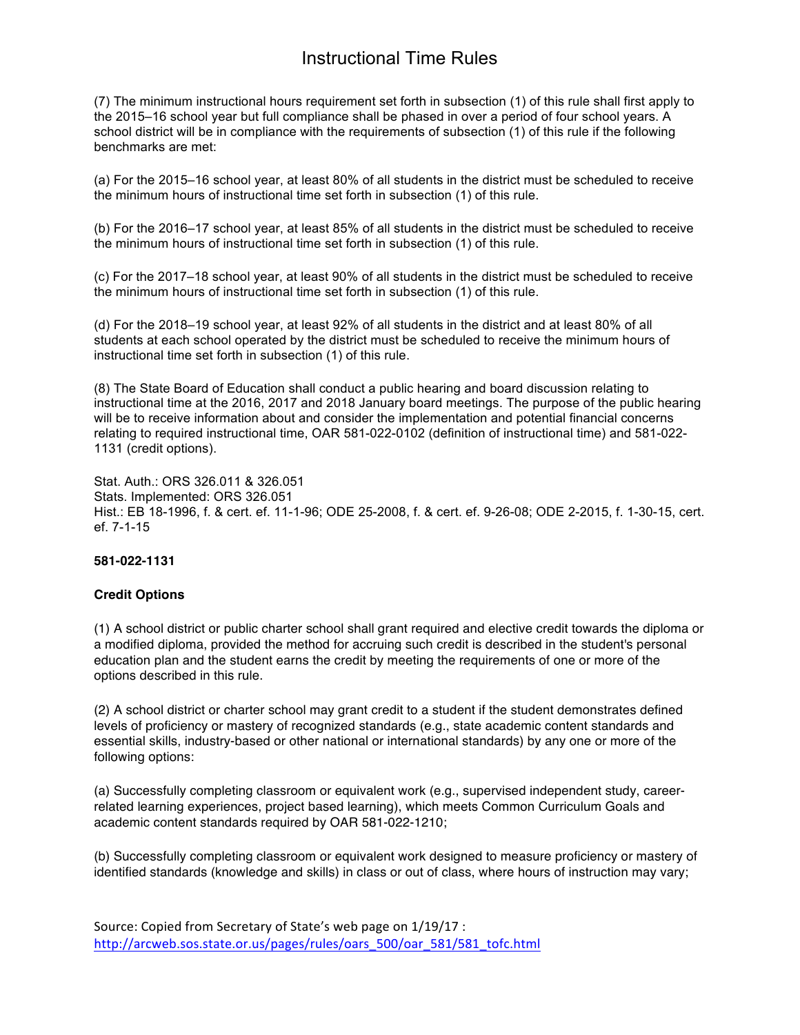(7) The minimum instructional hours requirement set forth in subsection (1) of this rule shall first apply to the 2015–16 school year but full compliance shall be phased in over a period of four school years. A school district will be in compliance with the requirements of subsection (1) of this rule if the following benchmarks are met:

(a) For the 2015–16 school year, at least 80% of all students in the district must be scheduled to receive the minimum hours of instructional time set forth in subsection (1) of this rule.

(b) For the 2016–17 school year, at least 85% of all students in the district must be scheduled to receive the minimum hours of instructional time set forth in subsection (1) of this rule.

(c) For the 2017–18 school year, at least 90% of all students in the district must be scheduled to receive the minimum hours of instructional time set forth in subsection (1) of this rule.

(d) For the 2018–19 school year, at least 92% of all students in the district and at least 80% of all students at each school operated by the district must be scheduled to receive the minimum hours of instructional time set forth in subsection (1) of this rule.

(8) The State Board of Education shall conduct a public hearing and board discussion relating to instructional time at the 2016, 2017 and 2018 January board meetings. The purpose of the public hearing will be to receive information about and consider the implementation and potential financial concerns relating to required instructional time, OAR 581-022-0102 (definition of instructional time) and 581-022-1131 (credit options).

Stat. Auth.: ORS 326.011 & 326.051
Stats. Implemented: ORS 326.051
Hist.: EB 18-1996, f. & cert. ef. 11-1-96; ODE 25-2008, f. & cert. ef. 9-26-08; ODE 2-2015, f. 1-30-15, cert. ef. 7-1-15

**581-022-1131**

**Credit Options**

(1) A school district or public charter school shall grant required and elective credit towards the diploma or a modified diploma, provided the method for accruing such credit is described in the student's personal education plan and the student earns the credit by meeting the requirements of one or more of the options described in this rule.

(2) A school district or charter school may grant credit to a student if the student demonstrates defined levels of proficiency or mastery of recognized standards (e.g., state academic content standards and essential skills, industry-based or other national or international standards) by any one or more of the following options:

(a) Successfully completing classroom or equivalent work (e.g., supervised independent study, career-related learning experiences, project based learning), which meets Common Curriculum Goals and academic content standards required by OAR 581-022-1210;

(b) Successfully completing classroom or equivalent work designed to measure proficiency or mastery of identified standards (knowledge and skills) in class or out of class, where hours of instruction may vary;

Source: Copied from Secretary of State's web page on 1/19/17 : http://arcweb.sos.state.or.us/pages/rules/oars_500/oar_581/581_tofc.html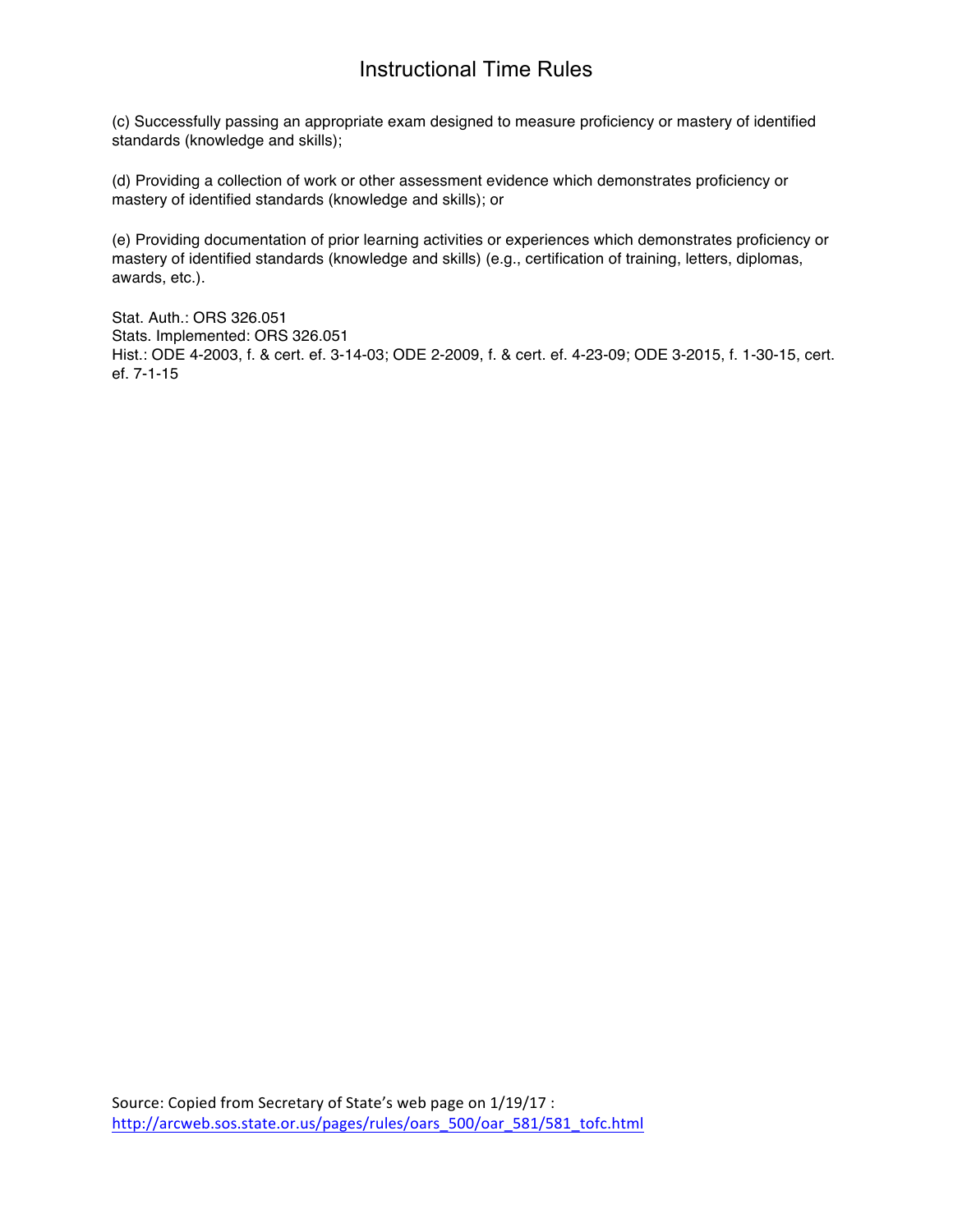(c) Successfully passing an appropriate exam designed to measure proficiency or mastery of identified standards (knowledge and skills);

(d) Providing a collection of work or other assessment evidence which demonstrates proficiency or mastery of identified standards (knowledge and skills); or

(e) Providing documentation of prior learning activities or experiences which demonstrates proficiency or mastery of identified standards (knowledge and skills) (e.g., certification of training, letters, diplomas, awards, etc.).

Stat. Auth.: ORS 326.051
Stats. Implemented: ORS 326.051
Hist.: ODE 4-2003, f. & cert. ef. 3-14-03; ODE 2-2009, f. & cert. ef. 4-23-09; ODE 3-2015, f. 1-30-15, cert. ef. 7-1-15

Source: Copied from Secretary of State's web page on 1/19/17 :
http://arcweb.sos.state.or.us/pages/rules/oars_500/oar_581/581_tofc.html